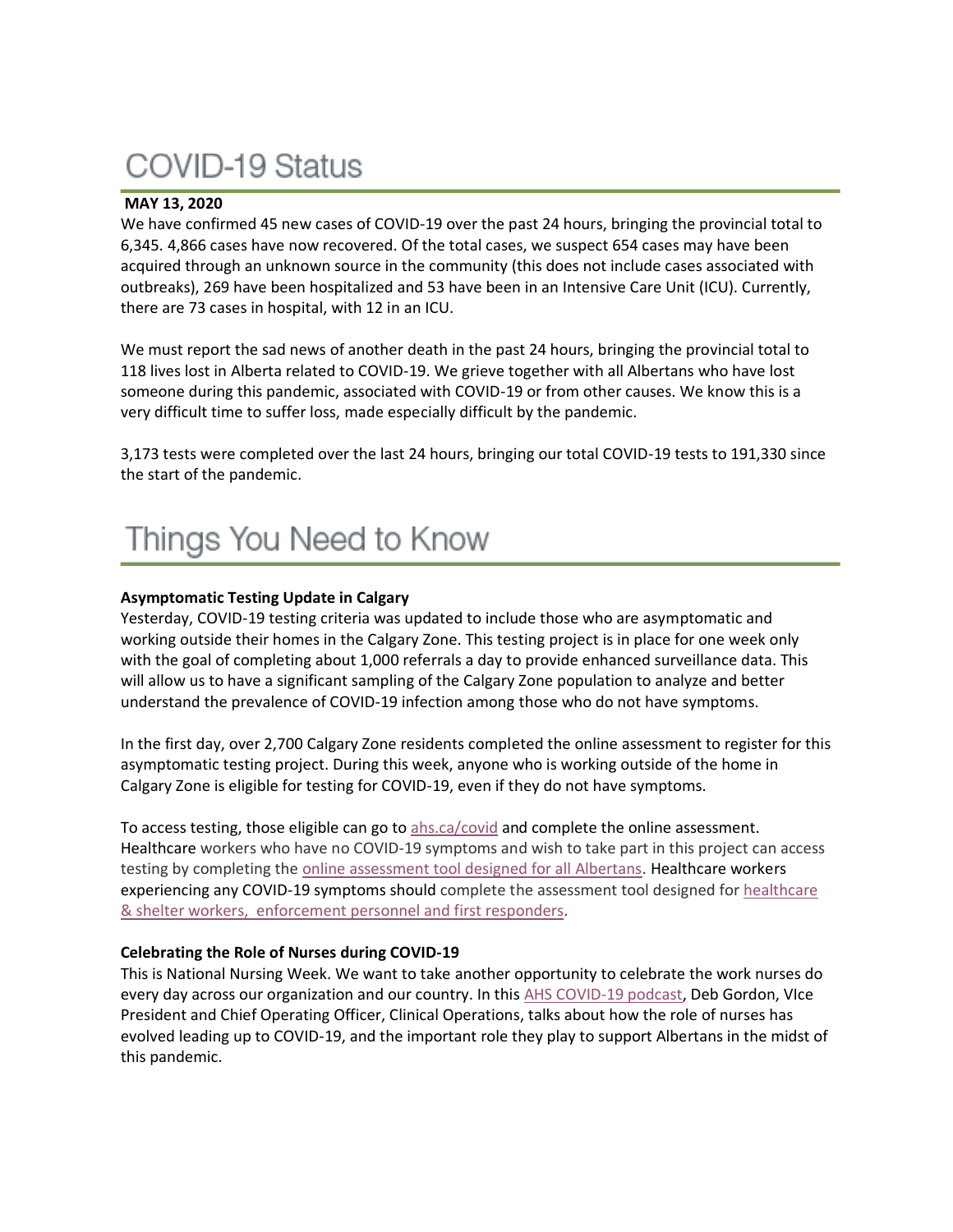# COVID-19 Status

**MAY 13, 2020**

We have confirmed 45 new cases of COVID-19 over the past 24 hours, bringing the provincial total to 6,345. 4,866 cases have now recovered. Of the total cases, we suspect 654 cases may have been acquired through an unknown source in the community (this does not include cases associated with outbreaks), 269 have been hospitalized and 53 have been in an Intensive Care Unit (ICU). Currently, there are 73 cases in hospital, with 12 in an ICU.

We must report the sad news of another death in the past 24 hours, bringing the provincial total to 118 lives lost in Alberta related to COVID-19. We grieve together with all Albertans who have lost someone during this pandemic, associated with COVID-19 or from other causes. We know this is a very difficult time to suffer loss, made especially difficult by the pandemic.

3,173 tests were completed over the last 24 hours, bringing our total COVID-19 tests to 191,330 since the start of the pandemic.

# Things You Need to Know

**Asymptomatic Testing Update in Calgary**

Yesterday, COVID-19 testing criteria was updated to include those who are asymptomatic and working outside their homes in the Calgary Zone. This testing project is in place for one week only with the goal of completing about 1,000 referrals a day to provide enhanced surveillance data. This will allow us to have a significant sampling of the Calgary Zone population to analyze and better understand the prevalence of COVID-19 infection among those who do not have symptoms.

In the first day, over 2,700 Calgary Zone residents completed the online assessment to register for this asymptomatic testing project. During this week, anyone who is working outside of the home in Calgary Zone is eligible for testing for COVID-19, even if they do not have symptoms.

To access testing, those eligible can go to ahs.ca/covid and complete the online assessment. Healthcare workers who have no COVID-19 symptoms and wish to take part in this project can access testing by completing the online assessment tool designed for all Albertans. Healthcare workers experiencing any COVID-19 symptoms should complete the assessment tool designed for healthcare & shelter workers, enforcement personnel and first responders.

**Celebrating the Role of Nurses during COVID-19**

This is National Nursing Week. We want to take another opportunity to celebrate the work nurses do every day across our organization and our country. In this AHS COVID-19 podcast, Deb Gordon, VIce President and Chief Operating Officer, Clinical Operations, talks about how the role of nurses has evolved leading up to COVID-19, and the important role they play to support Albertans in the midst of this pandemic.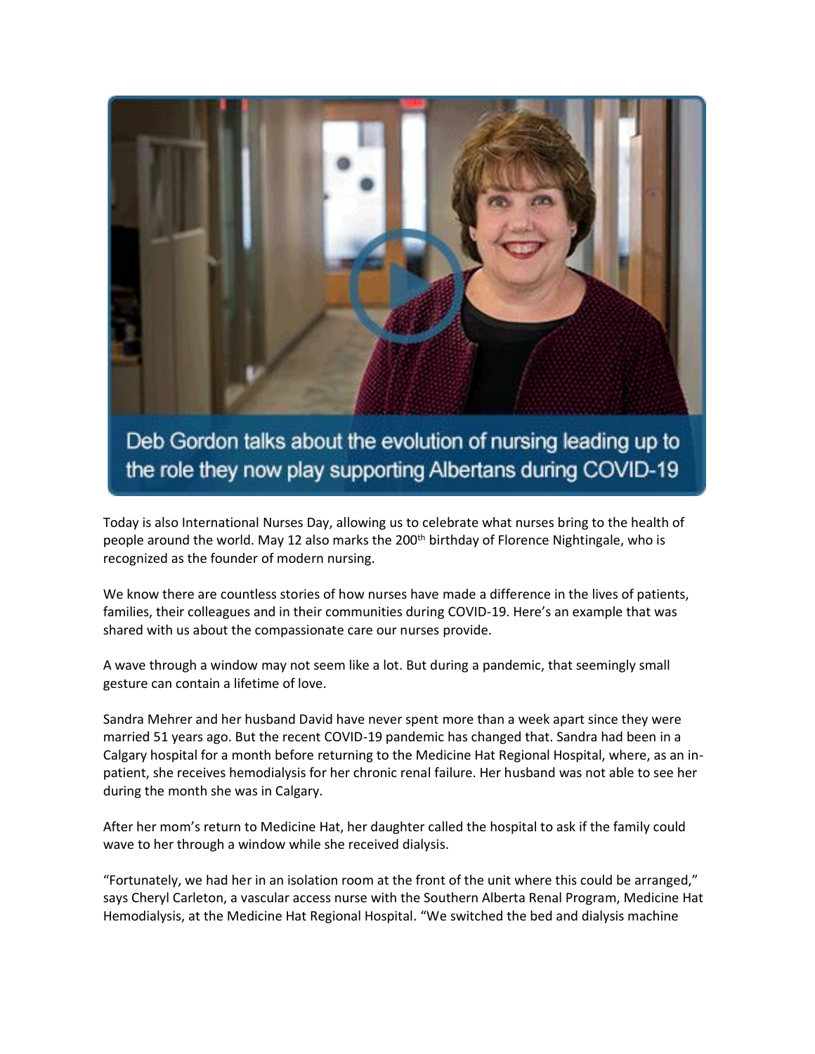Deb Gordon talks about the evolution of nursing leading up to the role they now play supporting Albertans during COVID-19

Today is also International Nurses Day, allowing us to celebrate what nurses bring to the health of people around the world. May 12 also marks the 200th birthday of Florence Nightingale, who is recognized as the founder of modern nursing.

We know there are countless stories of how nurses have made a difference in the lives of patients, families, their colleagues and in their communities during COVID-19. Here's an example that was shared with us about the compassionate care our nurses provide.

A wave through a window may not seem like a lot. But during a pandemic, that seemingly small gesture can contain a lifetime of love.

Sandra Mehrer and her husband David have never spent more than a week apart since they were married 51 years ago. But the recent COVID-19 pandemic has changed that. Sandra had been in a Calgary hospital for a month before returning to the Medicine Hat Regional Hospital, where, as an in-patient, she receives hemodialysis for her chronic renal failure. Her husband was not able to see her during the month she was in Calgary.

After her mom's return to Medicine Hat, her daughter called the hospital to ask if the family could wave to her through a window while she received dialysis.

"Fortunately, we had her in an isolation room at the front of the unit where this could be arranged," says Cheryl Carleton, a vascular access nurse with the Southern Alberta Renal Program, Medicine Hat Hemodialysis, at the Medicine Hat Regional Hospital. "We switched the bed and dialysis machine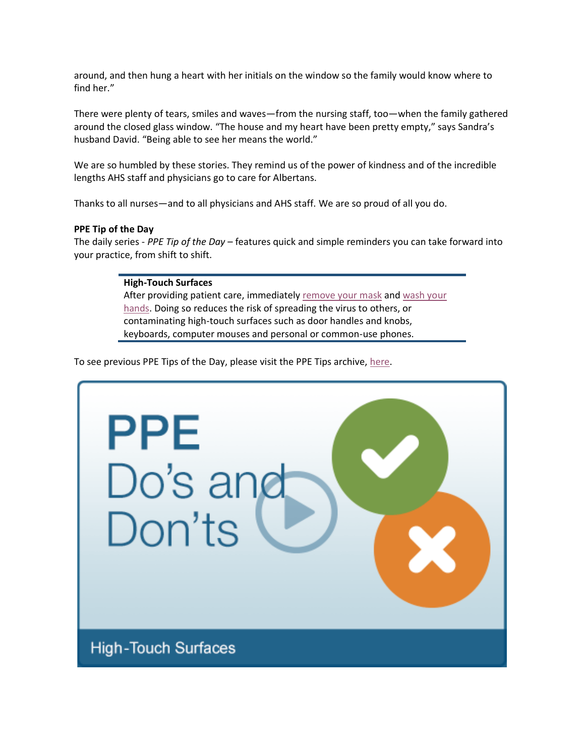around, and then hung a heart with her initials on the window so the family would know where to find her."

There were plenty of tears, smiles and waves—from the nursing staff, too—when the family gathered around the closed glass window. "The house and my heart have been pretty empty," says Sandra's husband David. "Being able to see her means the world."

We are so humbled by these stories. They remind us of the power of kindness and of the incredible lengths AHS staff and physicians go to care for Albertans.

Thanks to all nurses—and to all physicians and AHS staff. We are so proud of all you do.

**PPE Tip of the Day**

The daily series - *PPE Tip of the Day* – features quick and simple reminders you can take forward into your practice, from shift to shift.

> **High-Touch Surfaces**
> After providing patient care, immediately remove your mask and wash your hands. Doing so reduces the risk of spreading the virus to others, or contaminating high-touch surfaces such as door handles and knobs, keyboards, computer mouses and personal or common-use phones.

To see previous PPE Tips of the Day, please visit the PPE Tips archive, here.

PPE Do's and Don'ts

High-Touch Surfaces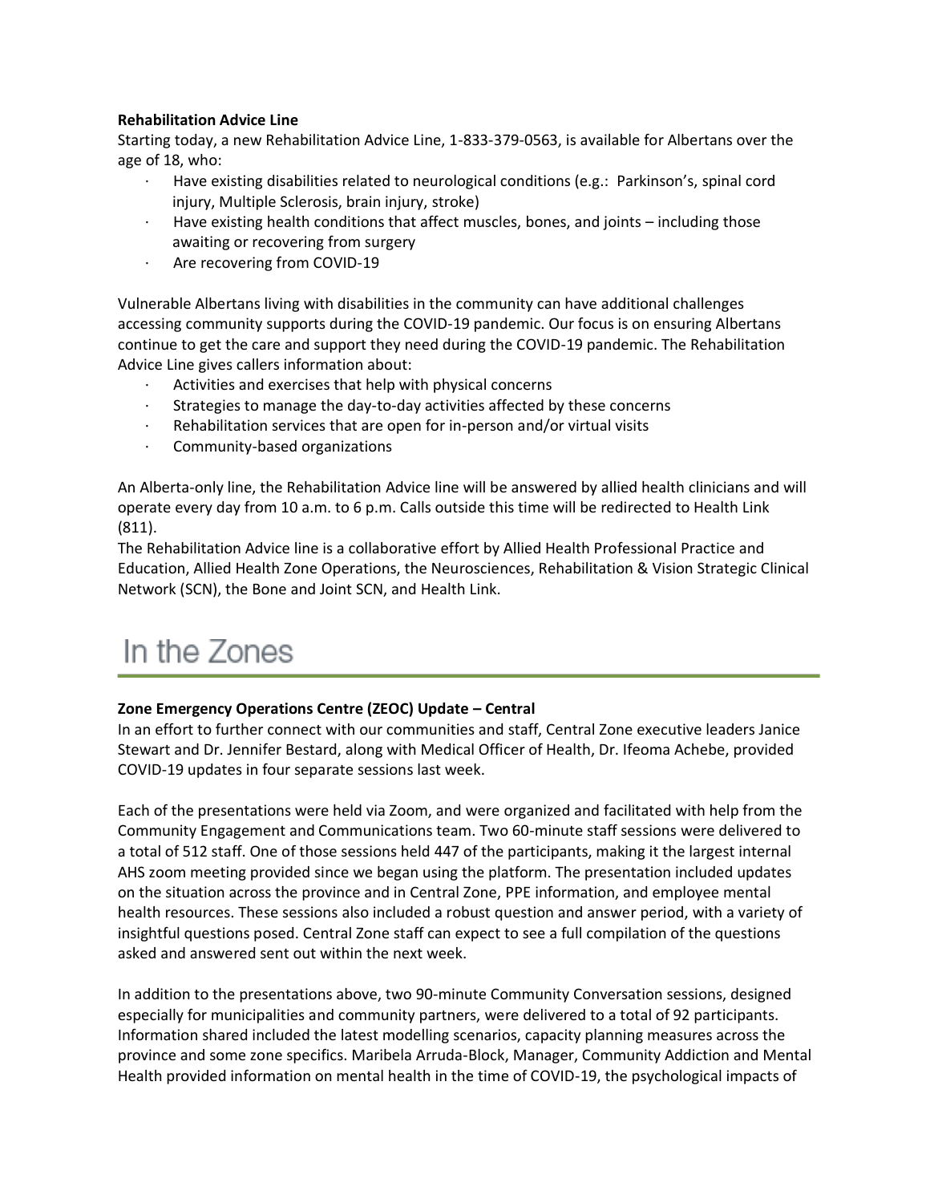**Rehabilitation Advice Line**

Starting today, a new Rehabilitation Advice Line, 1-833-379-0563, is available for Albertans over the age of 18, who:

- Have existing disabilities related to neurological conditions (e.g.: Parkinson's, spinal cord injury, Multiple Sclerosis, brain injury, stroke)
- Have existing health conditions that affect muscles, bones, and joints – including those awaiting or recovering from surgery
- Are recovering from COVID-19

Vulnerable Albertans living with disabilities in the community can have additional challenges accessing community supports during the COVID-19 pandemic. Our focus is on ensuring Albertans continue to get the care and support they need during the COVID-19 pandemic. The Rehabilitation Advice Line gives callers information about:

- Activities and exercises that help with physical concerns
- Strategies to manage the day-to-day activities affected by these concerns
- Rehabilitation services that are open for in-person and/or virtual visits
- Community-based organizations

An Alberta-only line, the Rehabilitation Advice line will be answered by allied health clinicians and will operate every day from 10 a.m. to 6 p.m. Calls outside this time will be redirected to Health Link (811).

The Rehabilitation Advice line is a collaborative effort by Allied Health Professional Practice and Education, Allied Health Zone Operations, the Neurosciences, Rehabilitation & Vision Strategic Clinical Network (SCN), the Bone and Joint SCN, and Health Link.

# In the Zones

**Zone Emergency Operations Centre (ZEOC) Update – Central**

In an effort to further connect with our communities and staff, Central Zone executive leaders Janice Stewart and Dr. Jennifer Bestard, along with Medical Officer of Health, Dr. Ifeoma Achebe, provided COVID-19 updates in four separate sessions last week.

Each of the presentations were held via Zoom, and were organized and facilitated with help from the Community Engagement and Communications team. Two 60-minute staff sessions were delivered to a total of 512 staff. One of those sessions held 447 of the participants, making it the largest internal AHS zoom meeting provided since we began using the platform. The presentation included updates on the situation across the province and in Central Zone, PPE information, and employee mental health resources. These sessions also included a robust question and answer period, with a variety of insightful questions posed. Central Zone staff can expect to see a full compilation of the questions asked and answered sent out within the next week.

In addition to the presentations above, two 90-minute Community Conversation sessions, designed especially for municipalities and community partners, were delivered to a total of 92 participants. Information shared included the latest modelling scenarios, capacity planning measures across the province and some zone specifics. Maribela Arruda-Block, Manager, Community Addiction and Mental Health provided information on mental health in the time of COVID-19, the psychological impacts of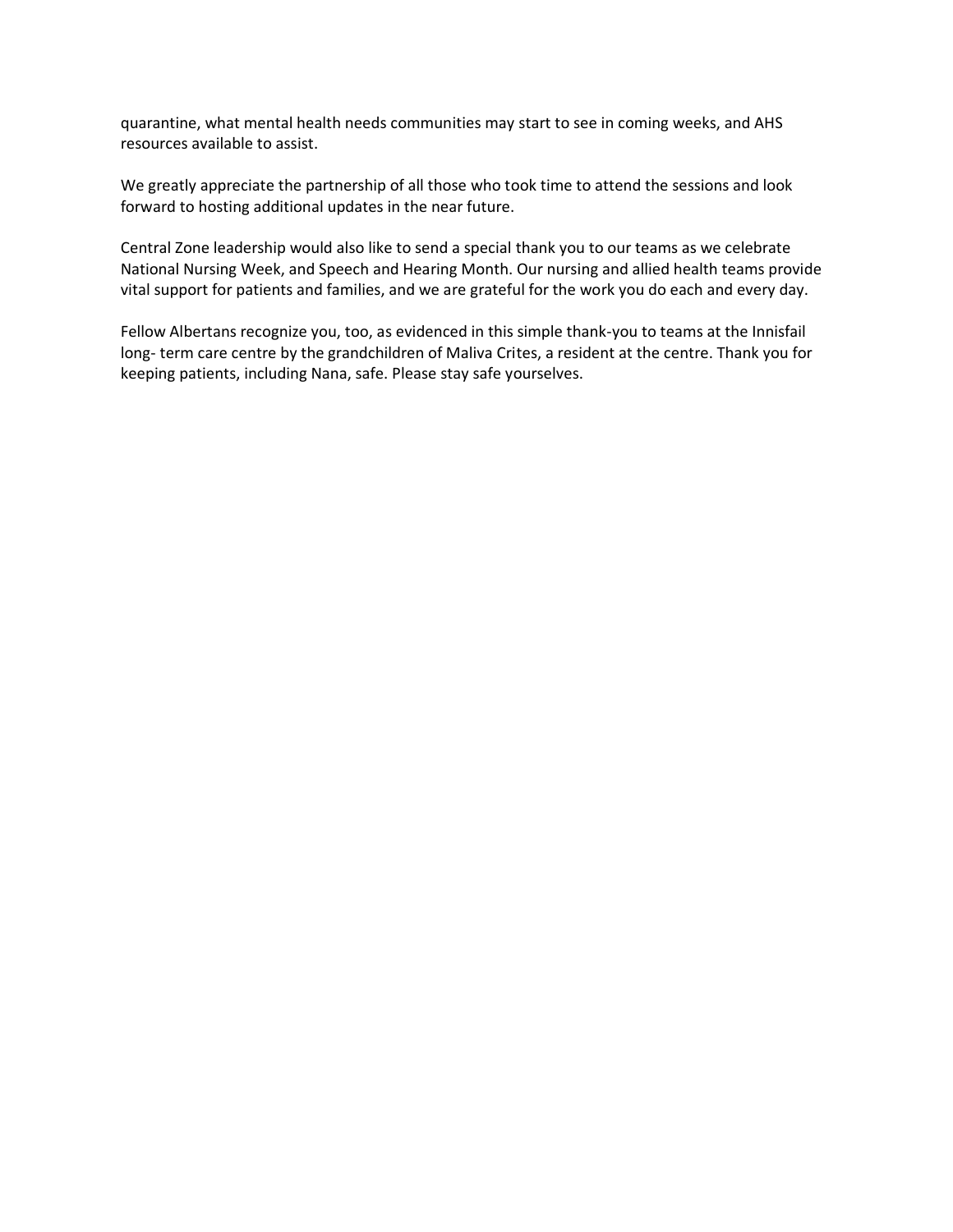quarantine, what mental health needs communities may start to see in coming weeks, and AHS resources available to assist.

We greatly appreciate the partnership of all those who took time to attend the sessions and look forward to hosting additional updates in the near future.

Central Zone leadership would also like to send a special thank you to our teams as we celebrate National Nursing Week, and Speech and Hearing Month. Our nursing and allied health teams provide vital support for patients and families, and we are grateful for the work you do each and every day.

Fellow Albertans recognize you, too, as evidenced in this simple thank-you to teams at the Innisfail long- term care centre by the grandchildren of Maliva Crites, a resident at the centre. Thank you for keeping patients, including Nana, safe. Please stay safe yourselves.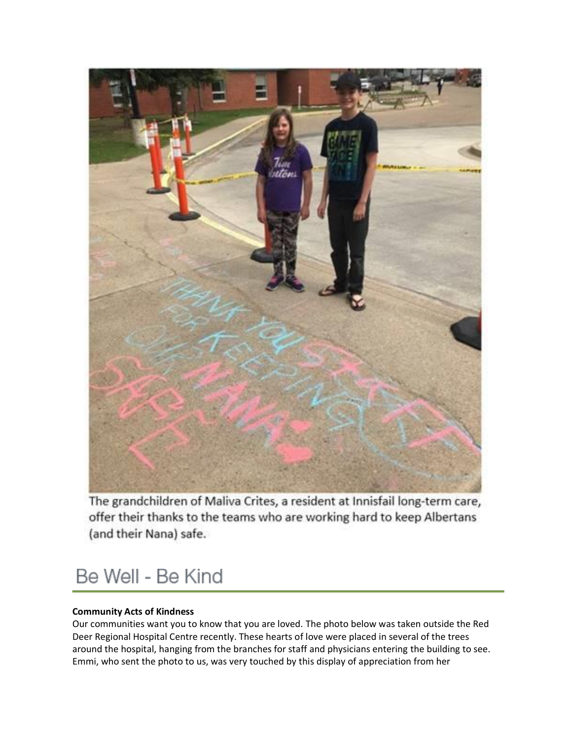The grandchildren of Maliva Crites, a resident at Innisfail long-term care, offer their thanks to the teams who are working hard to keep Albertans (and their Nana) safe.

# Be Well - Be Kind

**Community Acts of Kindness**

Our communities want you to know that you are loved. The photo below was taken outside the Red Deer Regional Hospital Centre recently. These hearts of love were placed in several of the trees around the hospital, hanging from the branches for staff and physicians entering the building to see. Emmi, who sent the photo to us, was very touched by this display of appreciation from her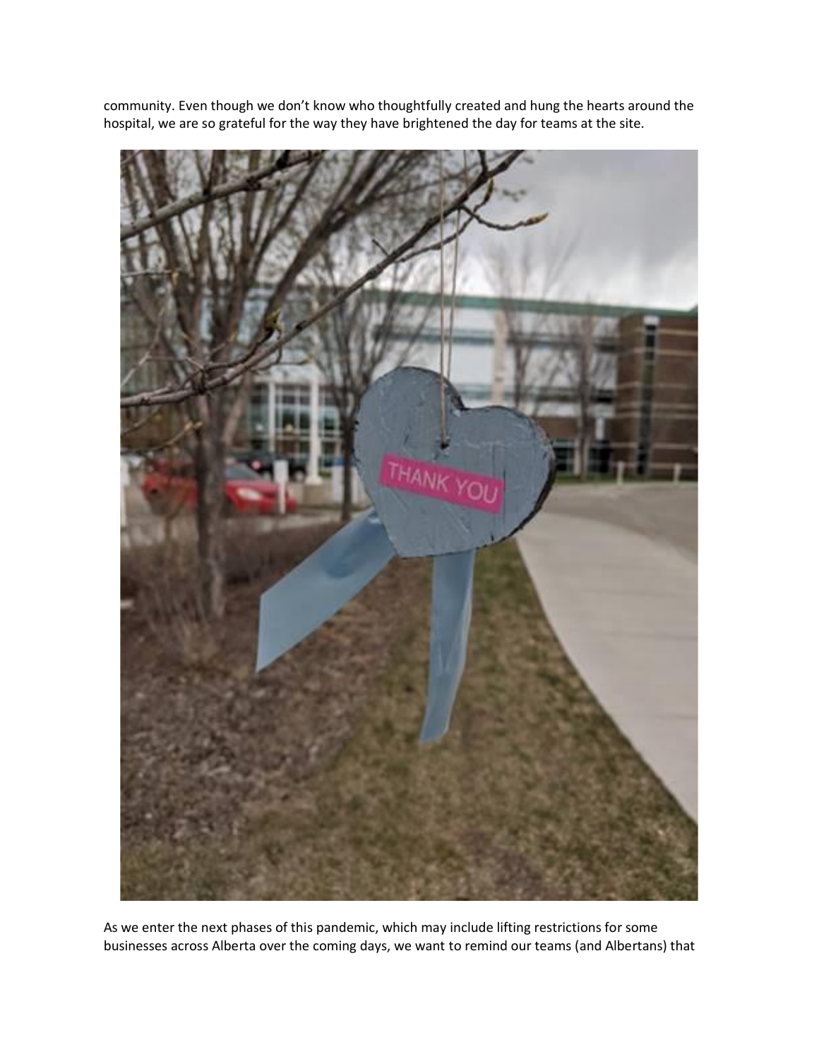community. Even though we don't know who thoughtfully created and hung the hearts around the hospital, we are so grateful for the way they have brightened the day for teams at the site.

As we enter the next phases of this pandemic, which may include lifting restrictions for some businesses across Alberta over the coming days, we want to remind our teams (and Albertans) that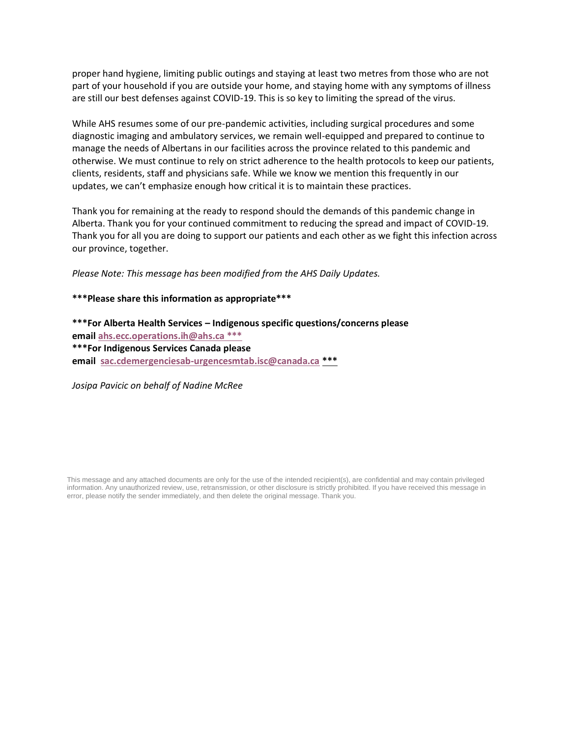proper hand hygiene, limiting public outings and staying at least two metres from those who are not part of your household if you are outside your home, and staying home with any symptoms of illness are still our best defenses against COVID-19. This is so key to limiting the spread of the virus.

While AHS resumes some of our pre-pandemic activities, including surgical procedures and some diagnostic imaging and ambulatory services, we remain well-equipped and prepared to continue to manage the needs of Albertans in our facilities across the province related to this pandemic and otherwise. We must continue to rely on strict adherence to the health protocols to keep our patients, clients, residents, staff and physicians safe. While we know we mention this frequently in our updates, we can't emphasize enough how critical it is to maintain these practices.

Thank you for remaining at the ready to respond should the demands of this pandemic change in Alberta. Thank you for your continued commitment to reducing the spread and impact of COVID-19. Thank you for all you are doing to support our patients and each other as we fight this infection across our province, together.

*Please Note: This message has been modified from the AHS Daily Updates.*

**\*\*\*Please share this information as appropriate\*\*\***

**\*\*\*For Alberta Health Services – Indigenous specific questions/concerns please email ahs.ecc.operations.ih@ahs.ca \*\*\***
**\*\*\*For Indigenous Services Canada please email sac.cdemergenciesab-urgencesmtab.isc@canada.ca \*\*\***

*Josipa Pavicic on behalf of Nadine McRee*

This message and any attached documents are only for the use of the intended recipient(s), are confidential and may contain privileged information. Any unauthorized review, use, retransmission, or other disclosure is strictly prohibited. If you have received this message in error, please notify the sender immediately, and then delete the original message. Thank you.